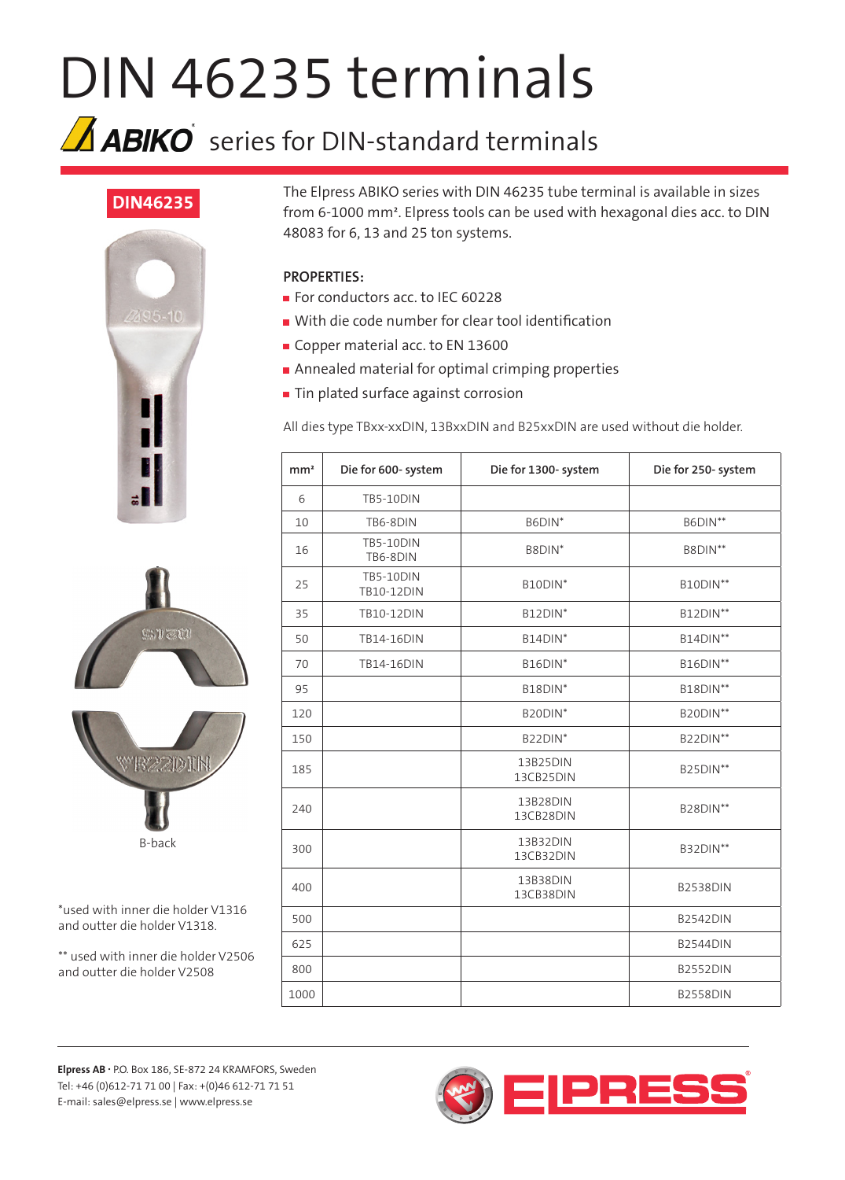# DIN 46235 terminals

## ABIKO series for DIN-standard terminals

**DIN46235**

The Elpress ABIKO series with DIN 46235 tube terminal is available in sizes from 6-1000 mm². Elpress tools can be used with hexagonal dies acc. to DIN 48083 for 6, 13 and 25 ton systems.

**PROPERTIES:**

- For conductors acc. to IEC 60228
- With die code number for clear tool identification
- Copper material acc. to EN 13600
- Annealed material for optimal crimping properties
- Tin plated surface against corrosion

All dies type TBxx-xxDIN, 13BxxDIN and B25xxDIN are used without die holder.

| mm² | Die for 600- system | Die for 1300- system | Die for 250- system |
|---|---|---|---|
| 6 | TB5-10DIN | | |
| 10 | TB6-8DIN | B6DIN* | B6DIN** |
| 16 | TB5-10DIN<br>TB6-8DIN | B8DIN* | B8DIN** |
| 25 | TB5-10DIN<br>TB10-12DIN | B10DIN* | B10DIN** |
| 35 | TB10-12DIN | B12DIN* | B12DIN** |
| 50 | TB14-16DIN | B14DIN* | B14DIN** |
| 70 | TB14-16DIN | B16DIN* | B16DIN** |
| 95 | | B18DIN* | B18DIN** |
| 120 | | B20DIN* | B20DIN** |
| 150 | | B22DIN* | B22DIN** |
| 185 | | 13B25DIN<br>13CB25DIN | B25DIN** |
| 240 | | 13B28DIN<br>13CB28DIN | B28DIN** |
| 300 | | 13B32DIN<br>13CB32DIN | B32DIN** |
| 400 | | 13B38DIN<br>13CB38DIN | B2538DIN |
| 500 | | | B2542DIN |
| 625 | | | B2544DIN |
| 800 | | | B2552DIN |
| 1000 | | | B2558DIN |

B-back

*used with inner die holder V1316 and outter die holder V1318.

** used with inner die holder V2506 and outter die holder V2508

**Elpress AB** · P.O. Box 186, SE-872 24 KRAMFORS, Sweden
Tel: +46 (0)612-71 71 00 | Fax: +(0)46 612-71 71 51
E-mail: sales@elpress.se | www.elpress.se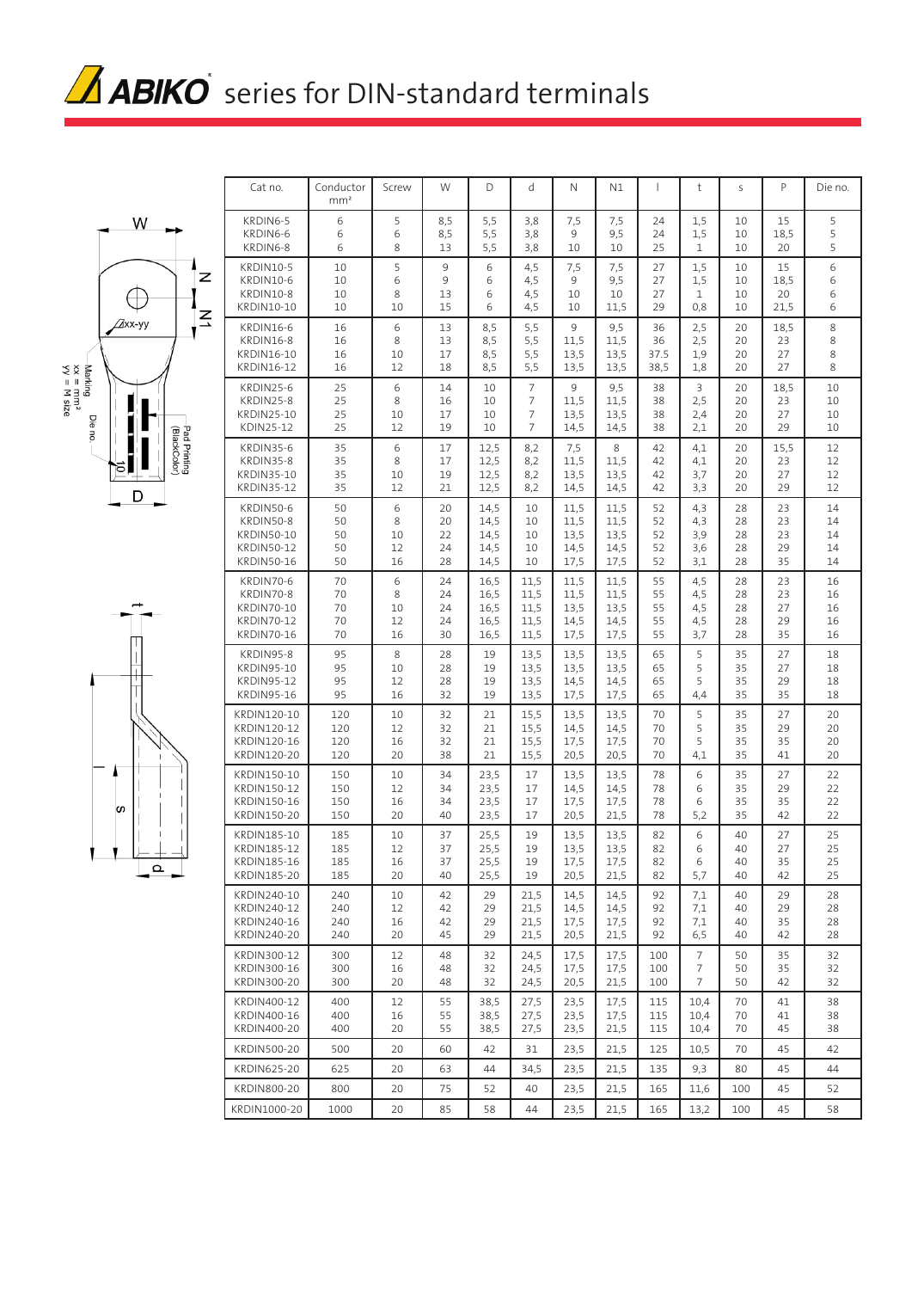# ABIKO series for DIN-standard terminals

W

N

N1

Øxx-yy

Marking
xx = mm²
yy = M size

Die no.

Pad Printing
(BlackColor)

10

D

t

S

d

| Cat no. | Conductor mm² | Screw | W | D | d | N | N1 | l | t | s | P | Die no. |
|---|---|---|---|---|---|---|---|---|---|---|---|---|
| KRDIN6-5 | 6 | 5 | 8,5 | 5,5 | 3,8 | 7,5 | 7,5 | 24 | 1,5 | 10 | 15 | 5 |
| KRDIN6-6 | 6 | 6 | 8,5 | 5,5 | 3,8 | 9 | 9,5 | 24 | 1,5 | 10 | 18,5 | 5 |
| KRDIN6-8 | 6 | 8 | 13 | 5,5 | 3,8 | 10 | 10 | 25 | 1 | 10 | 20 | 5 |
| KRDIN10-5 | 10 | 5 | 9 | 6 | 4,5 | 7,5 | 7,5 | 27 | 1,5 | 10 | 15 | 6 |
| KRDIN10-6 | 10 | 6 | 9 | 6 | 4,5 | 9 | 9,5 | 27 | 1,5 | 10 | 18,5 | 6 |
| KRDIN10-8 | 10 | 8 | 13 | 6 | 4,5 | 10 | 10 | 27 | 1 | 10 | 20 | 6 |
| KRDIN10-10 | 10 | 10 | 15 | 6 | 4,5 | 10 | 11,5 | 29 | 0,8 | 10 | 21,5 | 6 |
| KRDIN16-6 | 16 | 6 | 13 | 8,5 | 5,5 | 9 | 9,5 | 36 | 2,5 | 20 | 18,5 | 8 |
| KRDIN16-8 | 16 | 8 | 13 | 8,5 | 5,5 | 11,5 | 11,5 | 36 | 2,5 | 20 | 23 | 8 |
| KRDIN16-10 | 16 | 10 | 17 | 8,5 | 5,5 | 13,5 | 13,5 | 37.5 | 1,9 | 20 | 27 | 8 |
| KRDIN16-12 | 16 | 12 | 18 | 8,5 | 5,5 | 13,5 | 13,5 | 38,5 | 1,8 | 20 | 27 | 8 |
| KRDIN25-6 | 25 | 6 | 14 | 10 | 7 | 9 | 9,5 | 38 | 3 | 20 | 18,5 | 10 |
| KRDIN25-8 | 25 | 8 | 16 | 10 | 7 | 11,5 | 11,5 | 38 | 2,5 | 20 | 23 | 10 |
| KRDIN25-10 | 25 | 10 | 17 | 10 | 7 | 13,5 | 13,5 | 38 | 2,4 | 20 | 27 | 10 |
| KDIN25-12 | 25 | 12 | 19 | 10 | 7 | 14,5 | 14,5 | 38 | 2,1 | 20 | 29 | 10 |
| KRDIN35-6 | 35 | 6 | 17 | 12,5 | 8,2 | 7,5 | 8 | 42 | 4,1 | 20 | 15,5 | 12 |
| KRDIN35-8 | 35 | 8 | 17 | 12,5 | 8,2 | 11,5 | 11,5 | 42 | 4,1 | 20 | 23 | 12 |
| KRDIN35-10 | 35 | 10 | 19 | 12,5 | 8,2 | 13,5 | 13,5 | 42 | 3,7 | 20 | 27 | 12 |
| KRDIN35-12 | 35 | 12 | 21 | 12,5 | 8,2 | 14,5 | 14,5 | 42 | 3,3 | 20 | 29 | 12 |
| KRDIN50-6 | 50 | 6 | 20 | 14,5 | 10 | 11,5 | 11,5 | 52 | 4,3 | 28 | 23 | 14 |
| KRDIN50-8 | 50 | 8 | 20 | 14,5 | 10 | 11,5 | 11,5 | 52 | 4,3 | 28 | 23 | 14 |
| KRDIN50-10 | 50 | 10 | 22 | 14,5 | 10 | 13,5 | 13,5 | 52 | 3,9 | 28 | 23 | 14 |
| KRDIN50-12 | 50 | 12 | 24 | 14,5 | 10 | 14,5 | 14,5 | 52 | 3,6 | 28 | 29 | 14 |
| KRDIN50-16 | 50 | 16 | 28 | 14,5 | 10 | 17,5 | 17,5 | 52 | 3,1 | 28 | 35 | 14 |
| KRDIN70-6 | 70 | 6 | 24 | 16,5 | 11,5 | 11,5 | 11,5 | 55 | 4,5 | 28 | 23 | 16 |
| KRDIN70-8 | 70 | 8 | 24 | 16,5 | 11,5 | 11,5 | 11,5 | 55 | 4,5 | 28 | 23 | 16 |
| KRDIN70-10 | 70 | 10 | 24 | 16,5 | 11,5 | 13,5 | 13,5 | 55 | 4,5 | 28 | 27 | 16 |
| KRDIN70-12 | 70 | 12 | 24 | 16,5 | 11,5 | 14,5 | 14,5 | 55 | 4,5 | 28 | 29 | 16 |
| KRDIN70-16 | 70 | 16 | 30 | 16,5 | 11,5 | 17,5 | 17,5 | 55 | 3,7 | 28 | 35 | 16 |
| KRDIN95-8 | 95 | 8 | 28 | 19 | 13,5 | 13,5 | 13,5 | 65 | 5 | 35 | 27 | 18 |
| KRDIN95-10 | 95 | 10 | 28 | 19 | 13,5 | 13,5 | 13,5 | 65 | 5 | 35 | 27 | 18 |
| KRDIN95-12 | 95 | 12 | 28 | 19 | 13,5 | 14,5 | 14,5 | 65 | 5 | 35 | 29 | 18 |
| KRDIN95-16 | 95 | 16 | 32 | 19 | 13,5 | 17,5 | 17,5 | 65 | 4,4 | 35 | 35 | 18 |
| KRDIN120-10 | 120 | 10 | 32 | 21 | 15,5 | 13,5 | 13,5 | 70 | 5 | 35 | 27 | 20 |
| KRDIN120-12 | 120 | 12 | 32 | 21 | 15,5 | 14,5 | 14,5 | 70 | 5 | 35 | 29 | 20 |
| KRDIN120-16 | 120 | 16 | 32 | 21 | 15,5 | 17,5 | 17,5 | 70 | 5 | 35 | 35 | 20 |
| KRDIN120-20 | 120 | 20 | 38 | 21 | 15,5 | 20,5 | 20,5 | 70 | 4,1 | 35 | 41 | 20 |
| KRDIN150-10 | 150 | 10 | 34 | 23,5 | 17 | 13,5 | 13,5 | 78 | 6 | 35 | 27 | 22 |
| KRDIN150-12 | 150 | 12 | 34 | 23,5 | 17 | 14,5 | 14,5 | 78 | 6 | 35 | 29 | 22 |
| KRDIN150-16 | 150 | 16 | 34 | 23,5 | 17 | 17,5 | 17,5 | 78 | 6 | 35 | 35 | 22 |
| KRDIN150-20 | 150 | 20 | 40 | 23,5 | 17 | 20,5 | 21,5 | 78 | 5,2 | 35 | 42 | 22 |
| KRDIN185-10 | 185 | 10 | 37 | 25,5 | 19 | 13,5 | 13,5 | 82 | 6 | 40 | 27 | 25 |
| KRDIN185-12 | 185 | 12 | 37 | 25,5 | 19 | 13,5 | 13,5 | 82 | 6 | 40 | 27 | 25 |
| KRDIN185-16 | 185 | 16 | 37 | 25,5 | 19 | 17,5 | 17,5 | 82 | 6 | 40 | 35 | 25 |
| KRDIN185-20 | 185 | 20 | 40 | 25,5 | 19 | 20,5 | 21,5 | 82 | 5,7 | 40 | 42 | 25 |
| KRDIN240-10 | 240 | 10 | 42 | 29 | 21,5 | 14,5 | 14,5 | 92 | 7,1 | 40 | 29 | 28 |
| KRDIN240-12 | 240 | 12 | 42 | 29 | 21,5 | 14,5 | 14,5 | 92 | 7,1 | 40 | 29 | 28 |
| KRDIN240-16 | 240 | 16 | 42 | 29 | 21,5 | 17,5 | 17,5 | 92 | 7,1 | 40 | 35 | 28 |
| KRDIN240-20 | 240 | 20 | 45 | 29 | 21,5 | 20,5 | 21,5 | 92 | 6,5 | 40 | 42 | 28 |
| KRDIN300-12 | 300 | 12 | 48 | 32 | 24,5 | 17,5 | 17,5 | 100 | 7 | 50 | 35 | 32 |
| KRDIN300-16 | 300 | 16 | 48 | 32 | 24,5 | 17,5 | 17,5 | 100 | 7 | 50 | 35 | 32 |
| KRDIN300-20 | 300 | 20 | 48 | 32 | 24,5 | 20,5 | 21,5 | 100 | 7 | 50 | 42 | 32 |
| KRDIN400-12 | 400 | 12 | 55 | 38,5 | 27,5 | 23,5 | 17,5 | 115 | 10,4 | 70 | 41 | 38 |
| KRDIN400-16 | 400 | 16 | 55 | 38,5 | 27,5 | 23,5 | 17,5 | 115 | 10,4 | 70 | 41 | 38 |
| KRDIN400-20 | 400 | 20 | 55 | 38,5 | 27,5 | 23,5 | 21,5 | 115 | 10,4 | 70 | 45 | 38 |
| KRDIN500-20 | 500 | 20 | 60 | 42 | 31 | 23,5 | 21,5 | 125 | 10,5 | 70 | 45 | 42 |
| KRDIN625-20 | 625 | 20 | 63 | 44 | 34,5 | 23,5 | 21,5 | 135 | 9,3 | 80 | 45 | 44 |
| KRDIN800-20 | 800 | 20 | 75 | 52 | 40 | 23,5 | 21,5 | 165 | 11,6 | 100 | 45 | 52 |
| KRDIN1000-20 | 1000 | 20 | 85 | 58 | 44 | 23,5 | 21,5 | 165 | 13,2 | 100 | 45 | 58 |